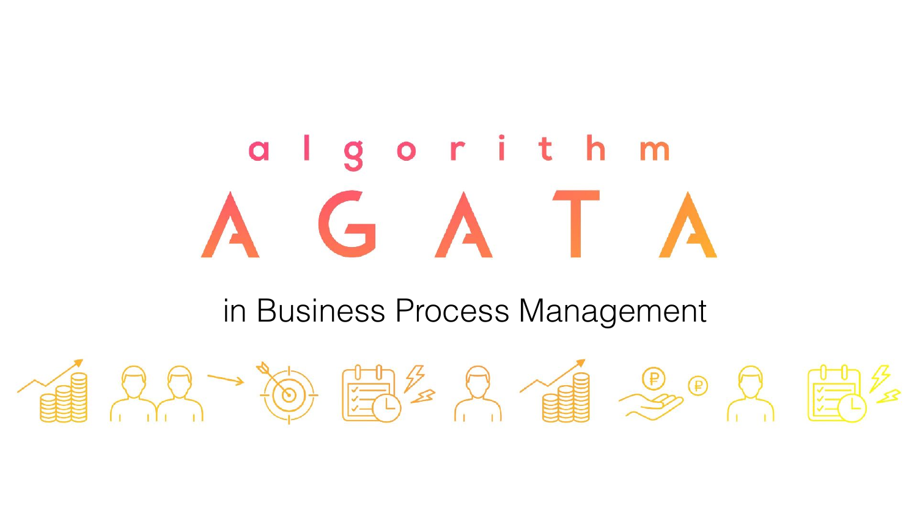# algorithm AGATA

## in Business Process Management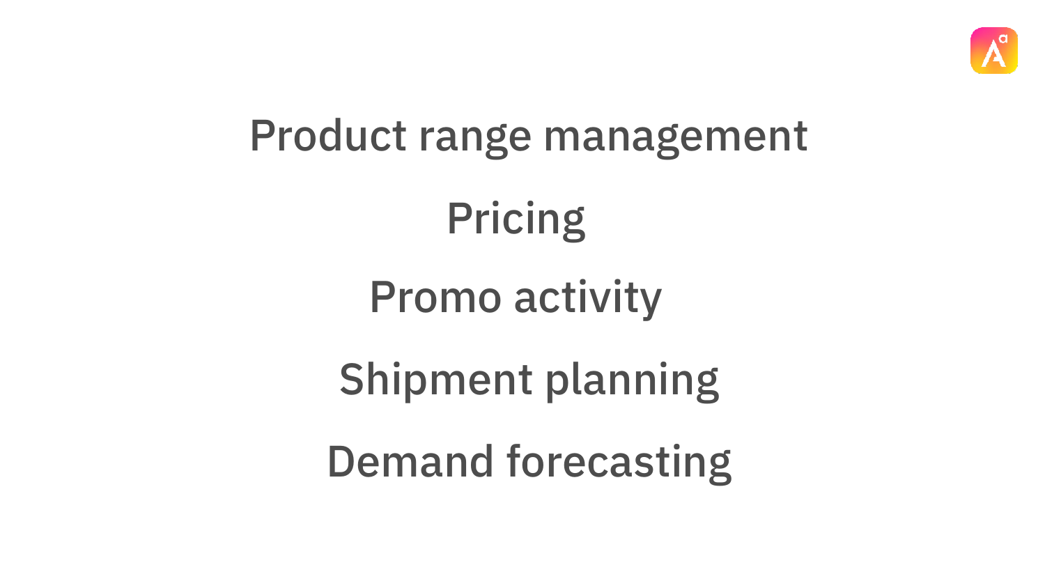Product range management

Pricing

Promo activity

Shipment planning

Demand forecasting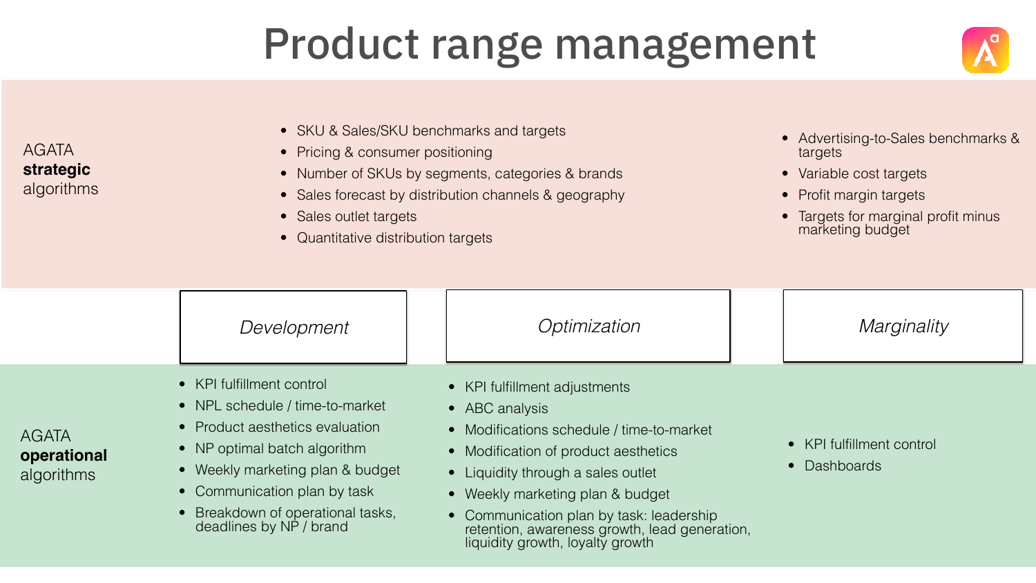# Product range management

## AGATA **strategic** algorithms

- SKU & Sales/SKU benchmarks and targets
- Pricing & consumer positioning
- Number of SKUs by segments, categories & brands
- Sales forecast by distribution channels & geography
- Sales outlet targets
- Quantitative distribution targets

- Advertising-to-Sales benchmarks & targets
- Variable cost targets
- Profit margin targets
- Targets for marginal profit minus marketing budget

## AGATA **operational** algorithms

### *Development*

- KPI fulfillment control
- NPL schedule / time-to-market
- Product aesthetics evaluation
- NP optimal batch algorithm
- Weekly marketing plan & budget
- Communication plan by task
- Breakdown of operational tasks, deadlines by NP / brand

### *Optimization*

- KPI fulfillment adjustments
- ABC analysis
- Modifications schedule / time-to-market
- Modification of product aesthetics
- Liquidity through a sales outlet
- Weekly marketing plan & budget
- Communication plan by task: leadership retention, awareness growth, lead generation, liquidity growth, loyalty growth

### *Marginality*

- KPI fulfillment control
- Dashboards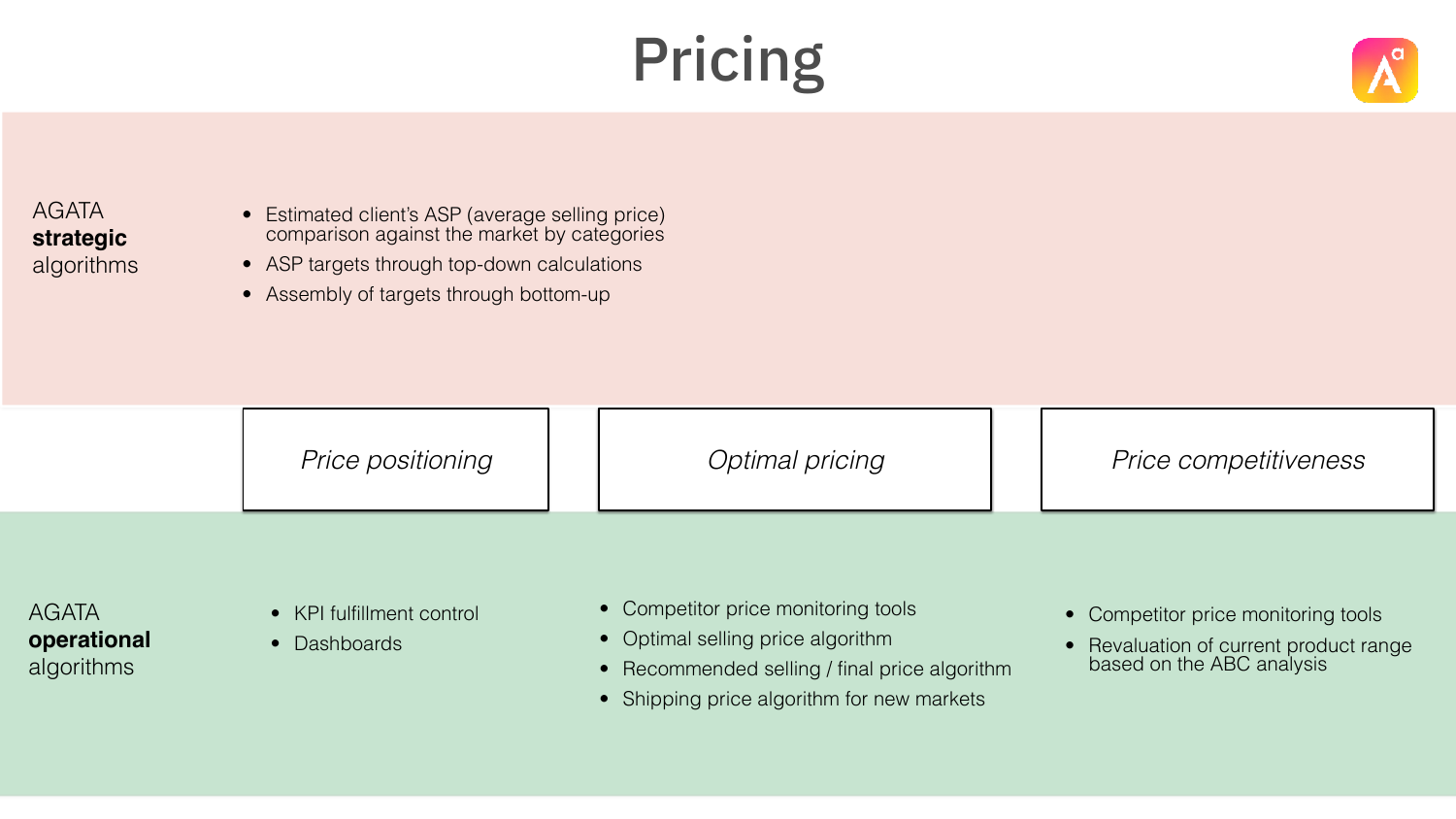# Pricing

**AGATA strategic algorithms**

- Estimated client's ASP (average selling price) comparison against the market by categories
- ASP targets through top-down calculations
- Assembly of targets through bottom-up

| | *Price positioning* | *Optimal pricing* | *Price competitiveness* |
|---|---|---|---|
| **AGATA operational algorithms** | • KPI fulfillment control<br>• Dashboards | • Competitor price monitoring tools<br>• Optimal selling price algorithm<br>• Recommended selling / final price algorithm<br>• Shipping price algorithm for new markets | • Competitor price monitoring tools<br>• Revaluation of current product range based on the ABC analysis |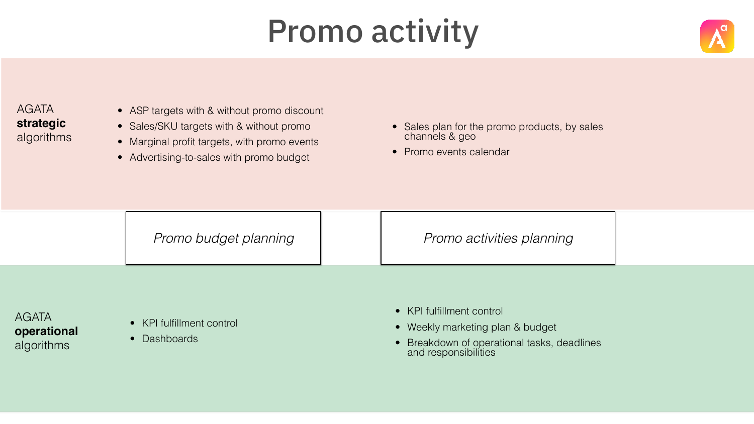# Promo activity

## AGATA **strategic** algorithms

- ASP targets with & without promo discount
- Sales/SKU targets with & without promo
- Marginal profit targets, with promo events
- Advertising-to-sales with promo budget

- Sales plan for the promo products, by sales channels & geo
- Promo events calendar

| *Promo budget planning* | *Promo activities planning* |
|---|---|

## AGATA **operational** algorithms

- KPI fulfillment control
- Dashboards

- KPI fulfillment control
- Weekly marketing plan & budget
- Breakdown of operational tasks, deadlines and responsibilities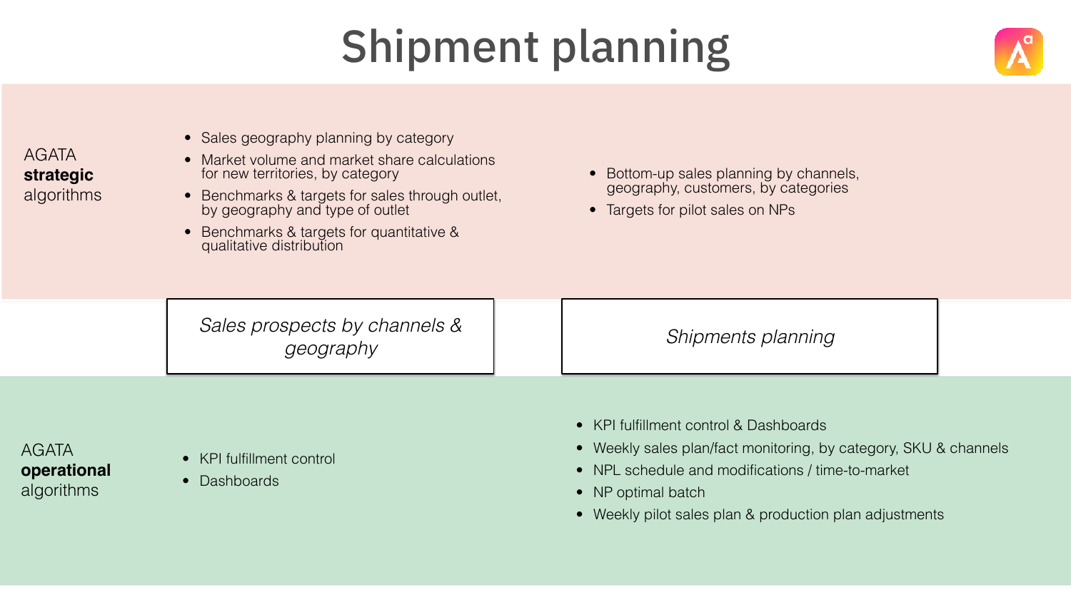# Shipment planning

**AGATA strategic algorithms**

- Sales geography planning by category
- Market volume and market share calculations for new territories, by category
- Benchmarks & targets for sales through outlet, by geography and type of outlet
- Benchmarks & targets for quantitative & qualitative distribution

- Bottom-up sales planning by channels, geography, customers, by categories
- Targets for pilot sales on NPs

*Sales prospects by channels & geography*

*Shipments planning*

**AGATA operational algorithms**

- KPI fulfillment control
- Dashboards

- KPI fulfillment control & Dashboards
- Weekly sales plan/fact monitoring, by category, SKU & channels
- NPL schedule and modifications / time-to-market
- NP optimal batch
- Weekly pilot sales plan & production plan adjustments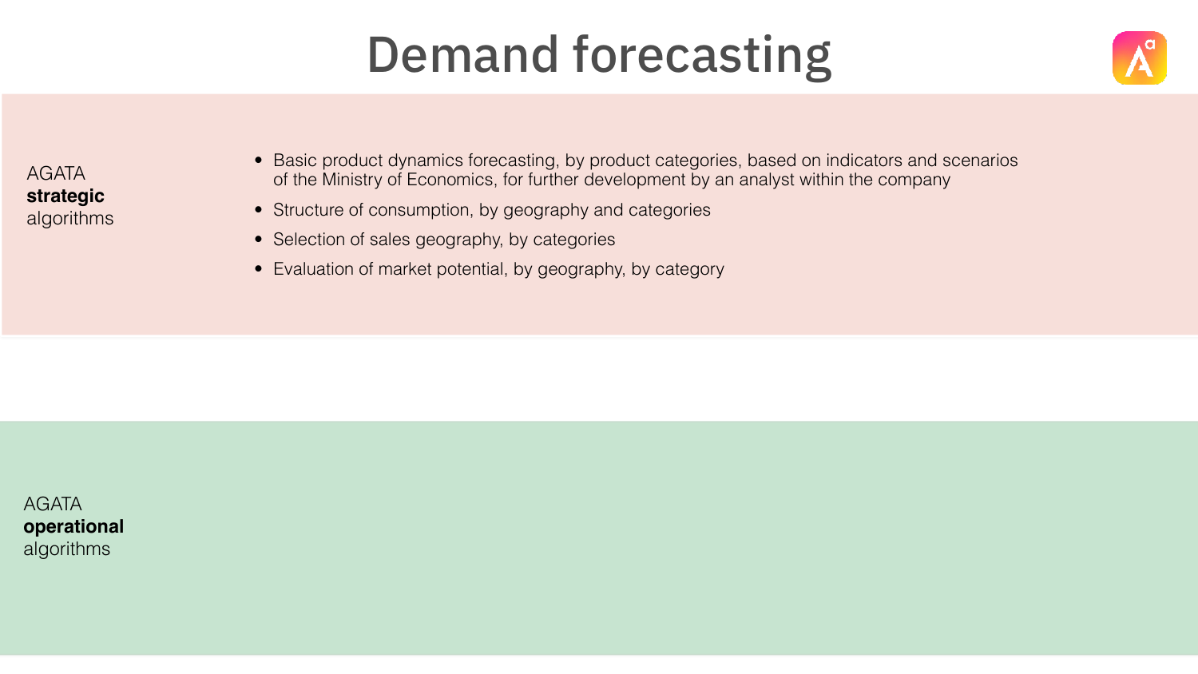# Demand forecasting

AGATA **strategic** algorithms

- Basic product dynamics forecasting, by product categories, based on indicators and scenarios of the Ministry of Economics, for further development by an analyst within the company
- Structure of consumption, by geography and categories
- Selection of sales geography, by categories
- Evaluation of market potential, by geography, by category

AGATA **operational** algorithms